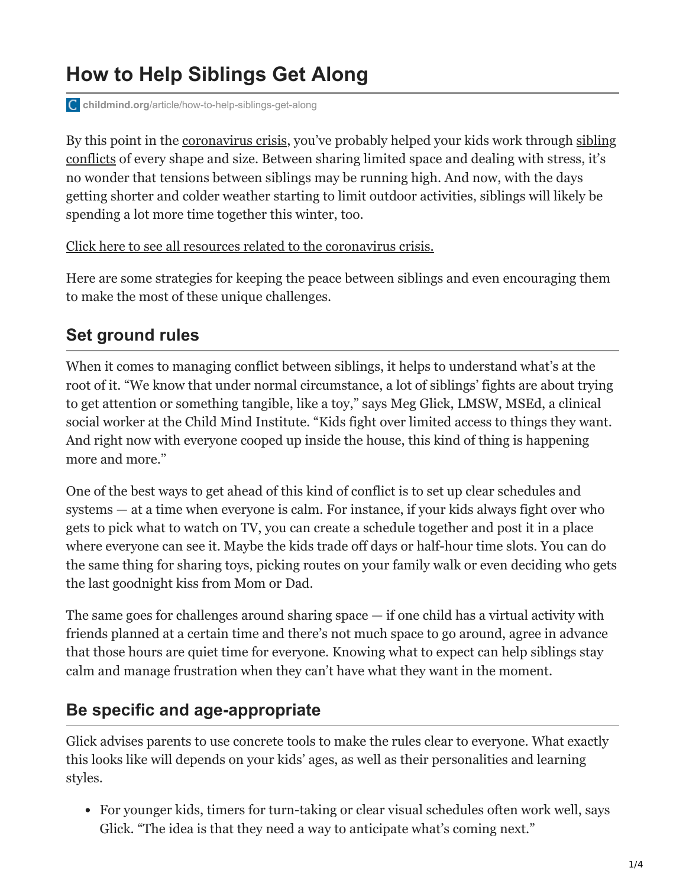# How to Help Siblings Get Along

childmind.org/article/how-to-help-siblings-get-along

By this point in the coronavirus crisis, you've probably helped your kids work through sibling conflicts of every shape and size. Between sharing limited space and dealing with stress, it's no wonder that tensions between siblings may be running high. And now, with the days getting shorter and colder weather starting to limit outdoor activities, siblings will likely be spending a lot more time together this winter, too.

Click here to see all resources related to the coronavirus crisis.

Here are some strategies for keeping the peace between siblings and even encouraging them to make the most of these unique challenges.

## Set ground rules

When it comes to managing conflict between siblings, it helps to understand what's at the root of it. "We know that under normal circumstance, a lot of siblings' fights are about trying to get attention or something tangible, like a toy," says Meg Glick, LMSW, MSEd, a clinical social worker at the Child Mind Institute. "Kids fight over limited access to things they want. And right now with everyone cooped up inside the house, this kind of thing is happening more and more."

One of the best ways to get ahead of this kind of conflict is to set up clear schedules and systems — at a time when everyone is calm. For instance, if your kids always fight over who gets to pick what to watch on TV, you can create a schedule together and post it in a place where everyone can see it. Maybe the kids trade off days or half-hour time slots. You can do the same thing for sharing toys, picking routes on your family walk or even deciding who gets the last goodnight kiss from Mom or Dad.

The same goes for challenges around sharing space — if one child has a virtual activity with friends planned at a certain time and there's not much space to go around, agree in advance that those hours are quiet time for everyone. Knowing what to expect can help siblings stay calm and manage frustration when they can't have what they want in the moment.

## Be specific and age-appropriate

Glick advises parents to use concrete tools to make the rules clear to everyone. What exactly this looks like will depends on your kids' ages, as well as their personalities and learning styles.

- For younger kids, timers for turn-taking or clear visual schedules often work well, says Glick. "The idea is that they need a way to anticipate what's coming next."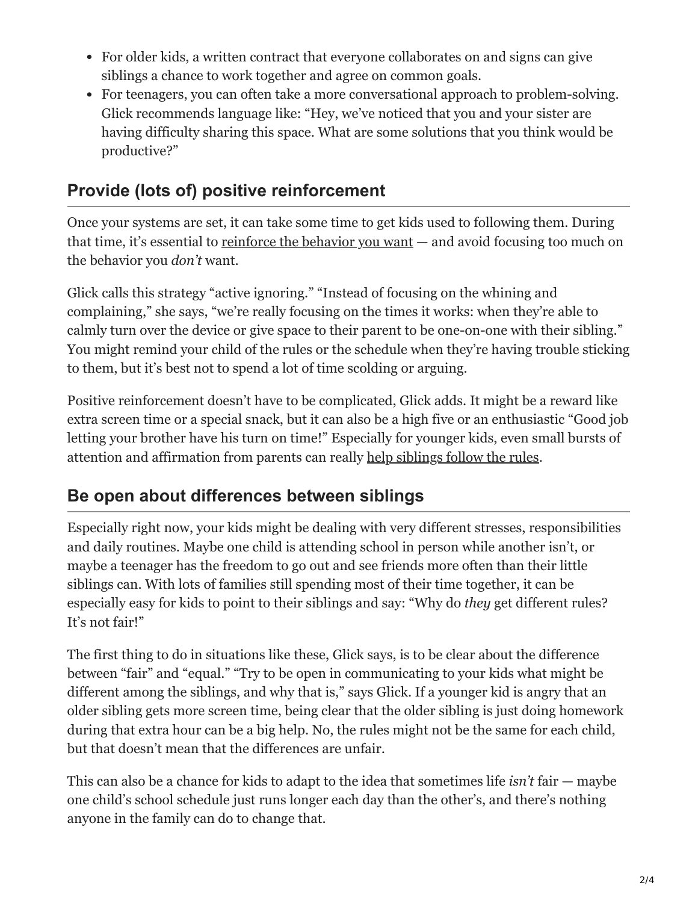- For older kids, a written contract that everyone collaborates on and signs can give siblings a chance to work together and agree on common goals.
- For teenagers, you can often take a more conversational approach to problem-solving. Glick recommends language like: "Hey, we've noticed that you and your sister are having difficulty sharing this space. What are some solutions that you think would be productive?"

## Provide (lots of) positive reinforcement

Once your systems are set, it can take some time to get kids used to following them. During that time, it's essential to reinforce the behavior you want — and avoid focusing too much on the behavior you *don't* want.

Glick calls this strategy "active ignoring." "Instead of focusing on the whining and complaining," she says, "we're really focusing on the times it works: when they're able to calmly turn over the device or give space to their parent to be one-on-one with their sibling." You might remind your child of the rules or the schedule when they're having trouble sticking to them, but it's best not to spend a lot of time scolding or arguing.

Positive reinforcement doesn't have to be complicated, Glick adds. It might be a reward like extra screen time or a special snack, but it can also be a high five or an enthusiastic "Good job letting your brother have his turn on time!" Especially for younger kids, even small bursts of attention and affirmation from parents can really help siblings follow the rules.

## Be open about differences between siblings

Especially right now, your kids might be dealing with very different stresses, responsibilities and daily routines. Maybe one child is attending school in person while another isn't, or maybe a teenager has the freedom to go out and see friends more often than their little siblings can. With lots of families still spending most of their time together, it can be especially easy for kids to point to their siblings and say: "Why do *they* get different rules? It's not fair!"

The first thing to do in situations like these, Glick says, is to be clear about the difference between "fair" and "equal." "Try to be open in communicating to your kids what might be different among the siblings, and why that is," says Glick. If a younger kid is angry that an older sibling gets more screen time, being clear that the older sibling is just doing homework during that extra hour can be a big help. No, the rules might not be the same for each child, but that doesn't mean that the differences are unfair.

This can also be a chance for kids to adapt to the idea that sometimes life *isn't* fair — maybe one child's school schedule just runs longer each day than the other's, and there's nothing anyone in the family can do to change that.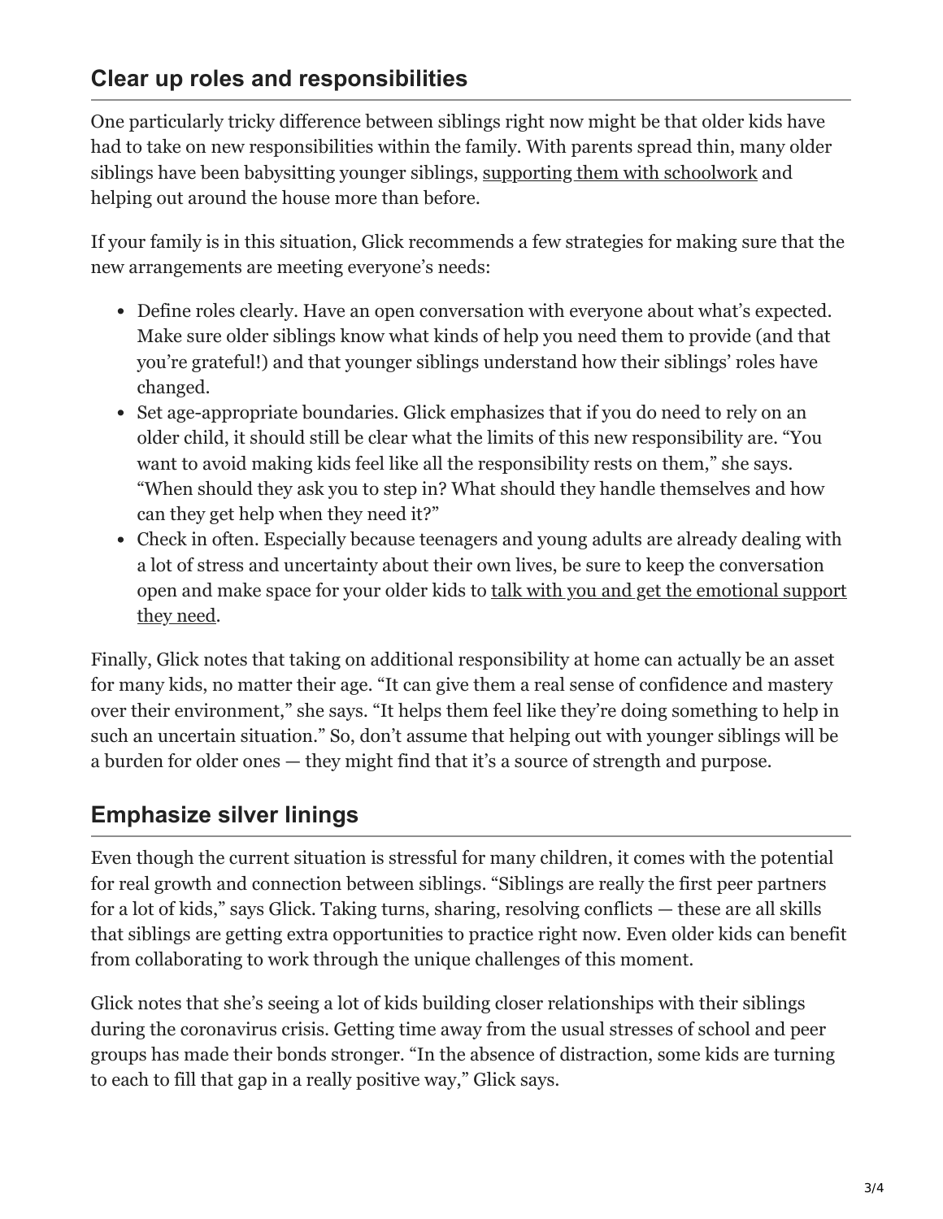## Clear up roles and responsibilities

One particularly tricky difference between siblings right now might be that older kids have had to take on new responsibilities within the family. With parents spread thin, many older siblings have been babysitting younger siblings, supporting them with schoolwork and helping out around the house more than before.

If your family is in this situation, Glick recommends a few strategies for making sure that the new arrangements are meeting everyone's needs:

- Define roles clearly. Have an open conversation with everyone about what's expected. Make sure older siblings know what kinds of help you need them to provide (and that you're grateful!) and that younger siblings understand how their siblings' roles have changed.
- Set age-appropriate boundaries. Glick emphasizes that if you do need to rely on an older child, it should still be clear what the limits of this new responsibility are. "You want to avoid making kids feel like all the responsibility rests on them," she says. "When should they ask you to step in? What should they handle themselves and how can they get help when they need it?"
- Check in often. Especially because teenagers and young adults are already dealing with a lot of stress and uncertainty about their own lives, be sure to keep the conversation open and make space for your older kids to talk with you and get the emotional support they need.

Finally, Glick notes that taking on additional responsibility at home can actually be an asset for many kids, no matter their age. "It can give them a real sense of confidence and mastery over their environment," she says. "It helps them feel like they're doing something to help in such an uncertain situation." So, don't assume that helping out with younger siblings will be a burden for older ones — they might find that it's a source of strength and purpose.

## Emphasize silver linings

Even though the current situation is stressful for many children, it comes with the potential for real growth and connection between siblings. "Siblings are really the first peer partners for a lot of kids," says Glick. Taking turns, sharing, resolving conflicts — these are all skills that siblings are getting extra opportunities to practice right now. Even older kids can benefit from collaborating to work through the unique challenges of this moment.

Glick notes that she's seeing a lot of kids building closer relationships with their siblings during the coronavirus crisis. Getting time away from the usual stresses of school and peer groups has made their bonds stronger. "In the absence of distraction, some kids are turning to each to fill that gap in a really positive way," Glick says.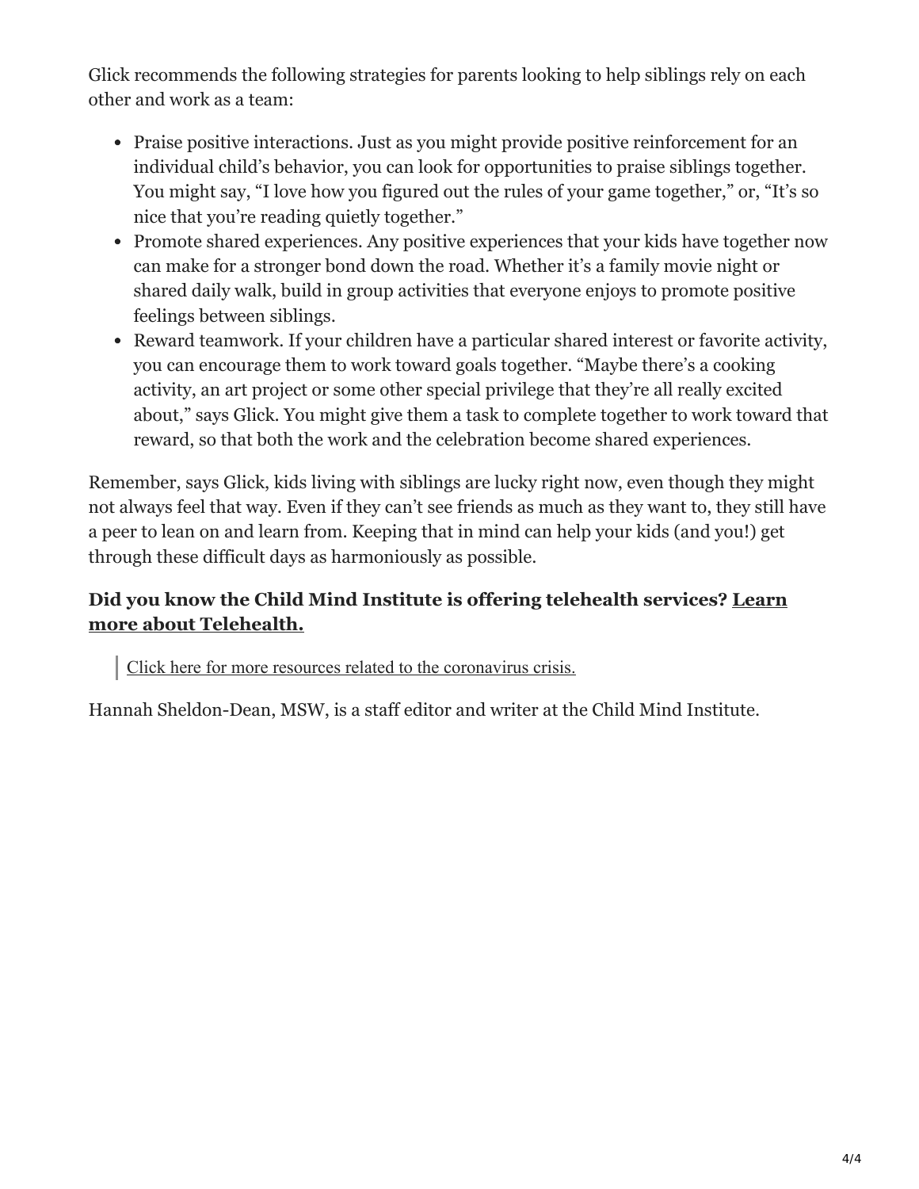Glick recommends the following strategies for parents looking to help siblings rely on each other and work as a team:

- Praise positive interactions. Just as you might provide positive reinforcement for an individual child's behavior, you can look for opportunities to praise siblings together. You might say, "I love how you figured out the rules of your game together," or, "It's so nice that you're reading quietly together."
- Promote shared experiences. Any positive experiences that your kids have together now can make for a stronger bond down the road. Whether it's a family movie night or shared daily walk, build in group activities that everyone enjoys to promote positive feelings between siblings.
- Reward teamwork. If your children have a particular shared interest or favorite activity, you can encourage them to work toward goals together. "Maybe there's a cooking activity, an art project or some other special privilege that they're all really excited about," says Glick. You might give them a task to complete together to work toward that reward, so that both the work and the celebration become shared experiences.

Remember, says Glick, kids living with siblings are lucky right now, even though they might not always feel that way. Even if they can't see friends as much as they want to, they still have a peer to lean on and learn from. Keeping that in mind can help your kids (and you!) get through these difficult days as harmoniously as possible.

**Did you know the Child Mind Institute is offering telehealth services? Learn more about Telehealth.**

> Click here for more resources related to the coronavirus crisis.

Hannah Sheldon-Dean, MSW, is a staff editor and writer at the Child Mind Institute.